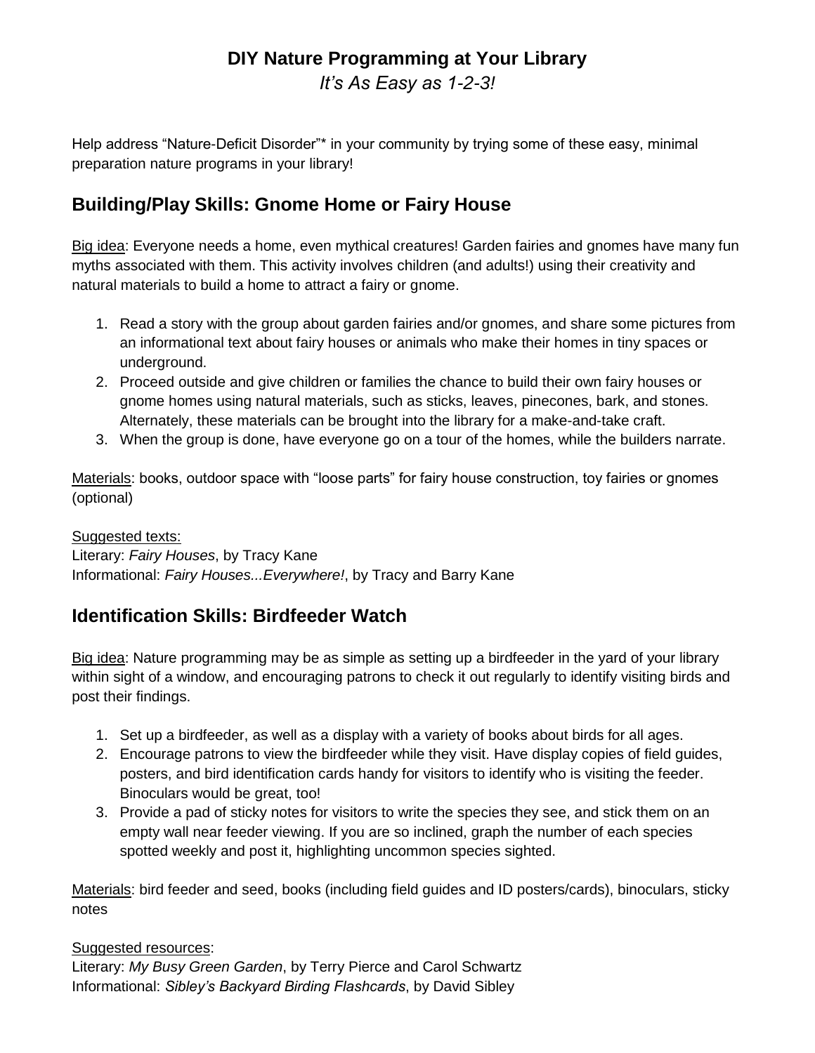# DIY Nature Programming at Your Library

*It's As Easy as 1-2-3!*

Help address "Nature-Deficit Disorder"* in your community by trying some of these easy, minimal preparation nature programs in your library!

## Building/Play Skills: Gnome Home or Fairy House

Big idea: Everyone needs a home, even mythical creatures! Garden fairies and gnomes have many fun myths associated with them. This activity involves children (and adults!) using their creativity and natural materials to build a home to attract a fairy or gnome.

1. Read a story with the group about garden fairies and/or gnomes, and share some pictures from an informational text about fairy houses or animals who make their homes in tiny spaces or underground.
2. Proceed outside and give children or families the chance to build their own fairy houses or gnome homes using natural materials, such as sticks, leaves, pinecones, bark, and stones. Alternately, these materials can be brought into the library for a make-and-take craft.
3. When the group is done, have everyone go on a tour of the homes, while the builders narrate.

Materials: books, outdoor space with "loose parts" for fairy house construction, toy fairies or gnomes (optional)

Suggested texts:
Literary: *Fairy Houses*, by Tracy Kane
Informational: *Fairy Houses...Everywhere!*, by Tracy and Barry Kane

## Identification Skills: Birdfeeder Watch

Big idea: Nature programming may be as simple as setting up a birdfeeder in the yard of your library within sight of a window, and encouraging patrons to check it out regularly to identify visiting birds and post their findings.

1. Set up a birdfeeder, as well as a display with a variety of books about birds for all ages.
2. Encourage patrons to view the birdfeeder while they visit. Have display copies of field guides, posters, and bird identification cards handy for visitors to identify who is visiting the feeder. Binoculars would be great, too!
3. Provide a pad of sticky notes for visitors to write the species they see, and stick them on an empty wall near feeder viewing. If you are so inclined, graph the number of each species spotted weekly and post it, highlighting uncommon species sighted.

Materials: bird feeder and seed, books (including field guides and ID posters/cards), binoculars, sticky notes

Suggested resources:
Literary: *My Busy Green Garden*, by Terry Pierce and Carol Schwartz
Informational: *Sibley's Backyard Birding Flashcards*, by David Sibley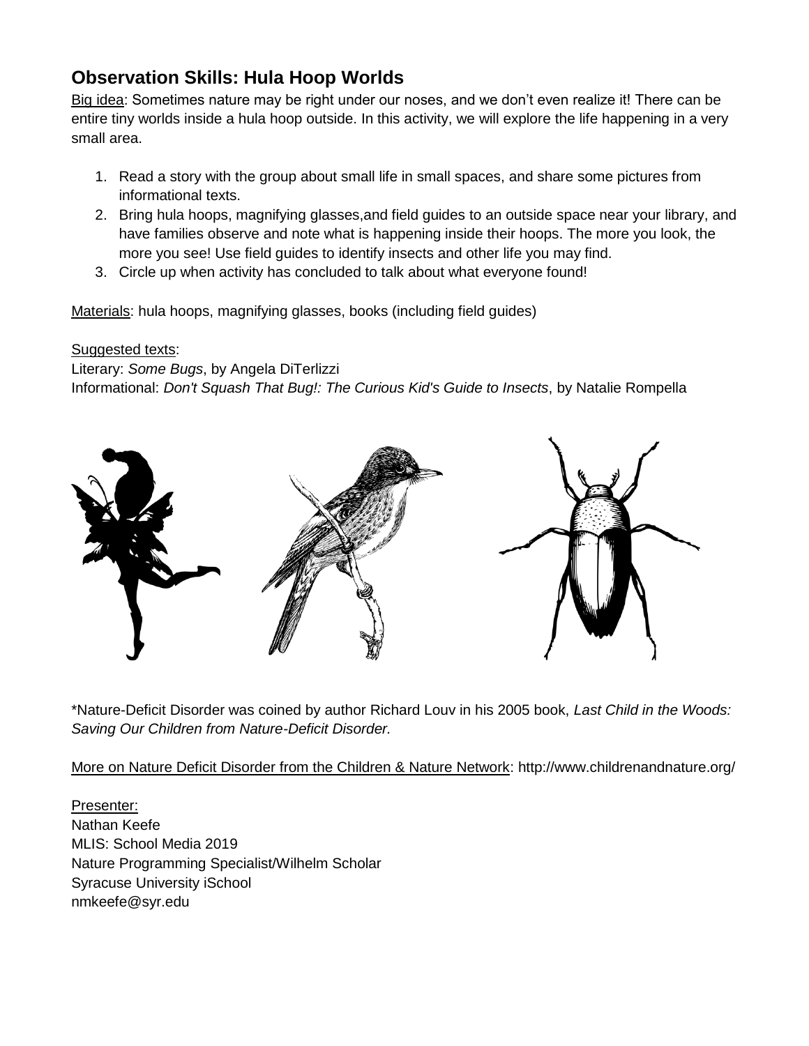## Observation Skills: Hula Hoop Worlds

Big idea: Sometimes nature may be right under our noses, and we don't even realize it! There can be entire tiny worlds inside a hula hoop outside. In this activity, we will explore the life happening in a very small area.

1. Read a story with the group about small life in small spaces, and share some pictures from informational texts.
2. Bring hula hoops, magnifying glasses,and field guides to an outside space near your library, and have families observe and note what is happening inside their hoops. The more you look, the more you see! Use field guides to identify insects and other life you may find.
3. Circle up when activity has concluded to talk about what everyone found!

Materials: hula hoops, magnifying glasses, books (including field guides)

Suggested texts:
Literary: *Some Bugs*, by Angela DiTerlizzi
Informational: *Don't Squash That Bug!: The Curious Kid's Guide to Insects*, by Natalie Rompella

*Nature-Deficit Disorder was coined by author Richard Louv in his 2005 book, *Last Child in the Woods: Saving Our Children from Nature-Deficit Disorder.*

More on Nature Deficit Disorder from the Children & Nature Network: http://www.childrenandnature.org/

Presenter:
Nathan Keefe
MLIS: School Media 2019
Nature Programming Specialist/Wilhelm Scholar
Syracuse University iSchool
nmkeefe@syr.edu